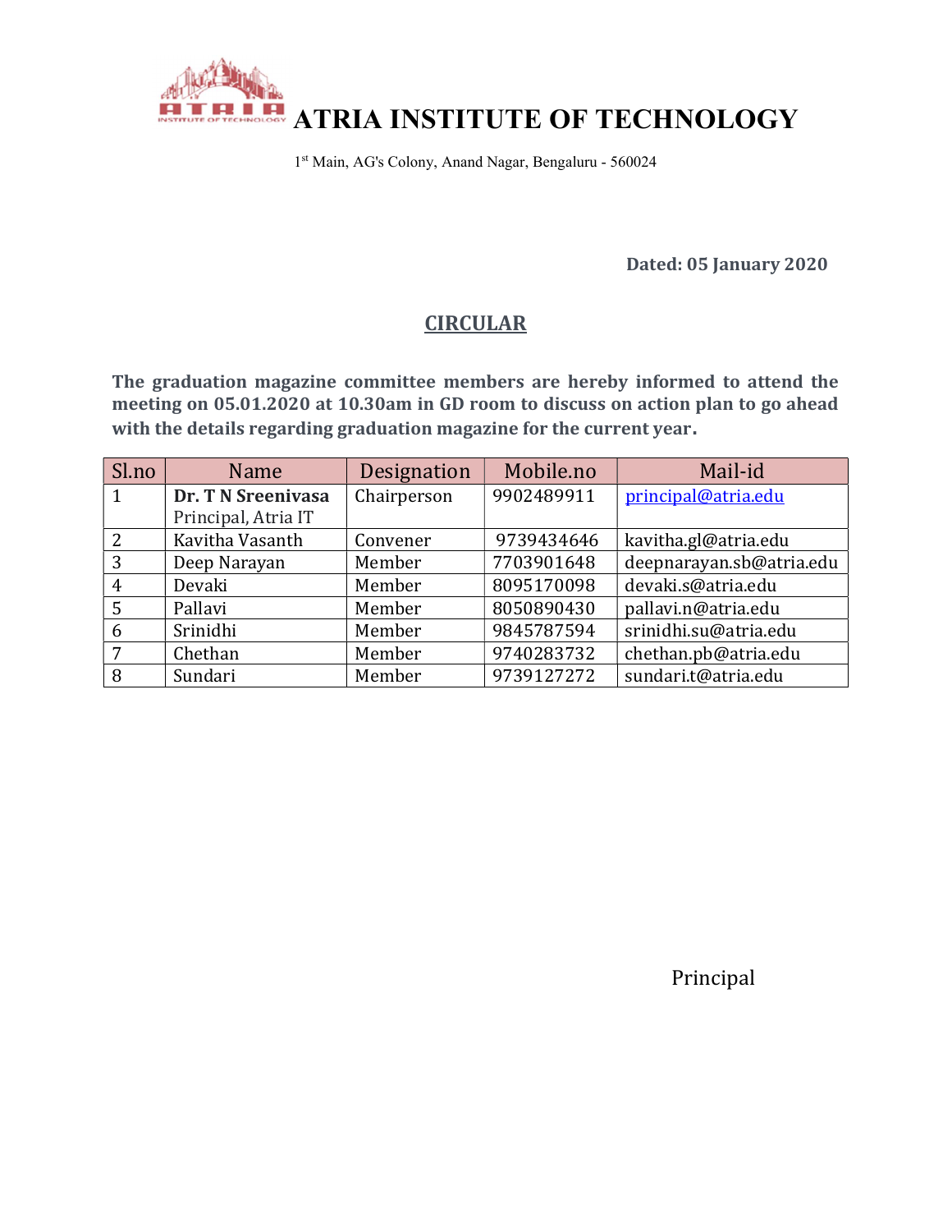# ATRIA INSTITUTE OF TECHNOLOGY

1st Main, AG's Colony, Anand Nagar, Bengaluru - 560024

**Dated: 05 January 2020**

## CIRCULAR

**The graduation magazine committee members are hereby informed to attend the meeting on 05.01.2020 at 10.30am in GD room to discuss on action plan to go ahead with the details regarding graduation magazine for the current year.**

| Sl.no | Name | Designation | Mobile.no | Mail-id |
|---|---|---|---|---|
| 1 | **Dr. T N Sreenivasa** Principal, Atria IT | Chairperson | 9902489911 | principal@atria.edu |
| 2 | Kavitha Vasanth | Convener | 9739434646 | kavitha.gl@atria.edu |
| 3 | Deep Narayan | Member | 7703901648 | deepnarayan.sb@atria.edu |
| 4 | Devaki | Member | 8095170098 | devaki.s@atria.edu |
| 5 | Pallavi | Member | 8050890430 | pallavi.n@atria.edu |
| 6 | Srinidhi | Member | 9845787594 | srinidhi.su@atria.edu |
| 7 | Chethan | Member | 9740283732 | chethan.pb@atria.edu |
| 8 | Sundari | Member | 9739127272 | sundari.t@atria.edu |

Principal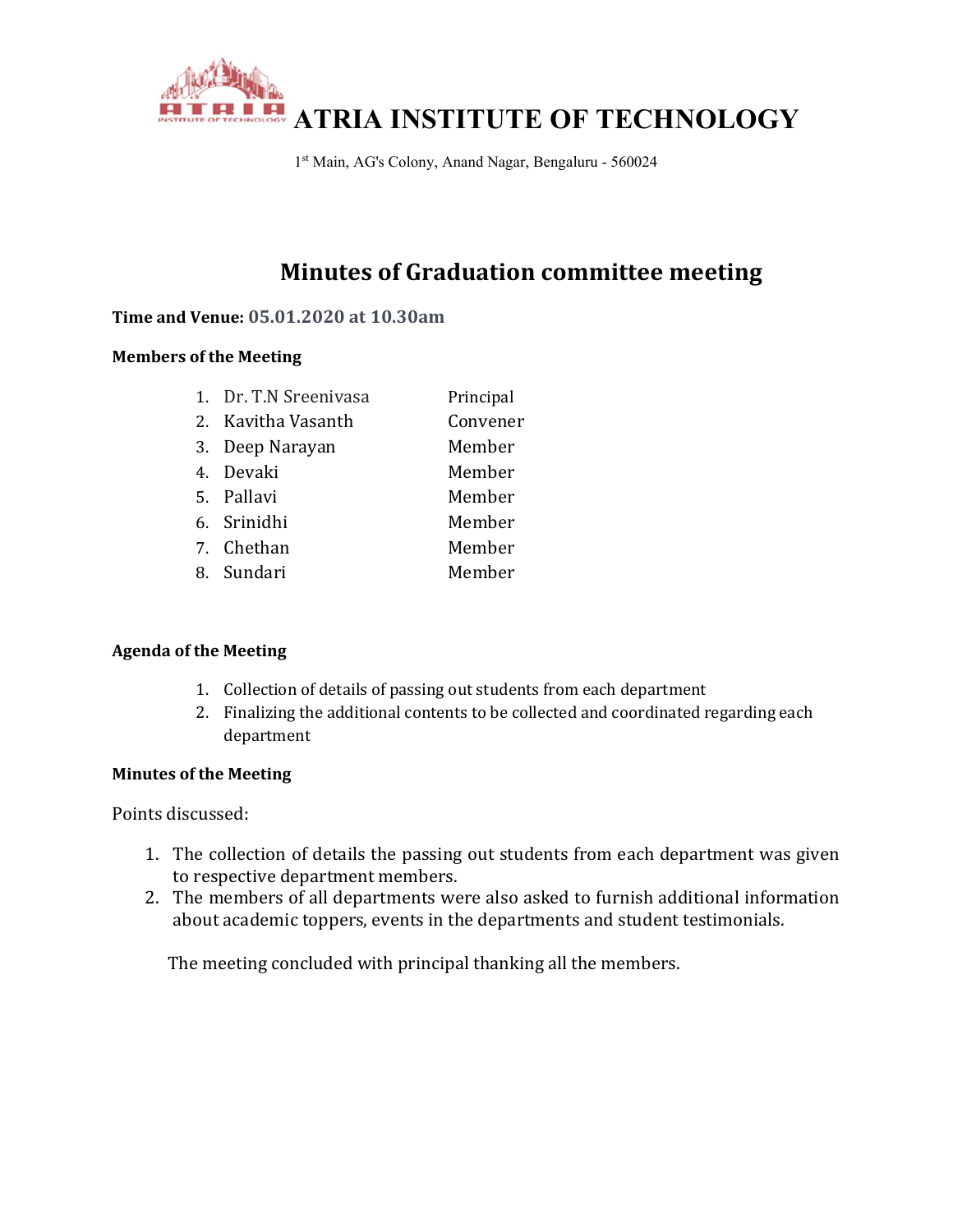# ATRIA INSTITUTE OF TECHNOLOGY

1st Main, AG's Colony, Anand Nagar, Bengaluru - 560024

## Minutes of Graduation committee meeting

**Time and Venue:** **05.01.2020 at 10.30am**

**Members of the Meeting**

| | | |
|---|---|---|
| 1. | Dr. T.N Sreenivasa | Principal |
| 2. | Kavitha Vasanth | Convener |
| 3. | Deep Narayan | Member |
| 4. | Devaki | Member |
| 5. | Pallavi | Member |
| 6. | Srinidhi | Member |
| 7. | Chethan | Member |
| 8. | Sundari | Member |

**Agenda of the Meeting**

1. Collection of details of passing out students from each department
2. Finalizing the additional contents to be collected and coordinated regarding each department

**Minutes of the Meeting**

Points discussed:

1. The collection of details the passing out students from each department was given to respective department members.
2. The members of all departments were also asked to furnish additional information about academic toppers, events in the departments and student testimonials.

The meeting concluded with principal thanking all the members.